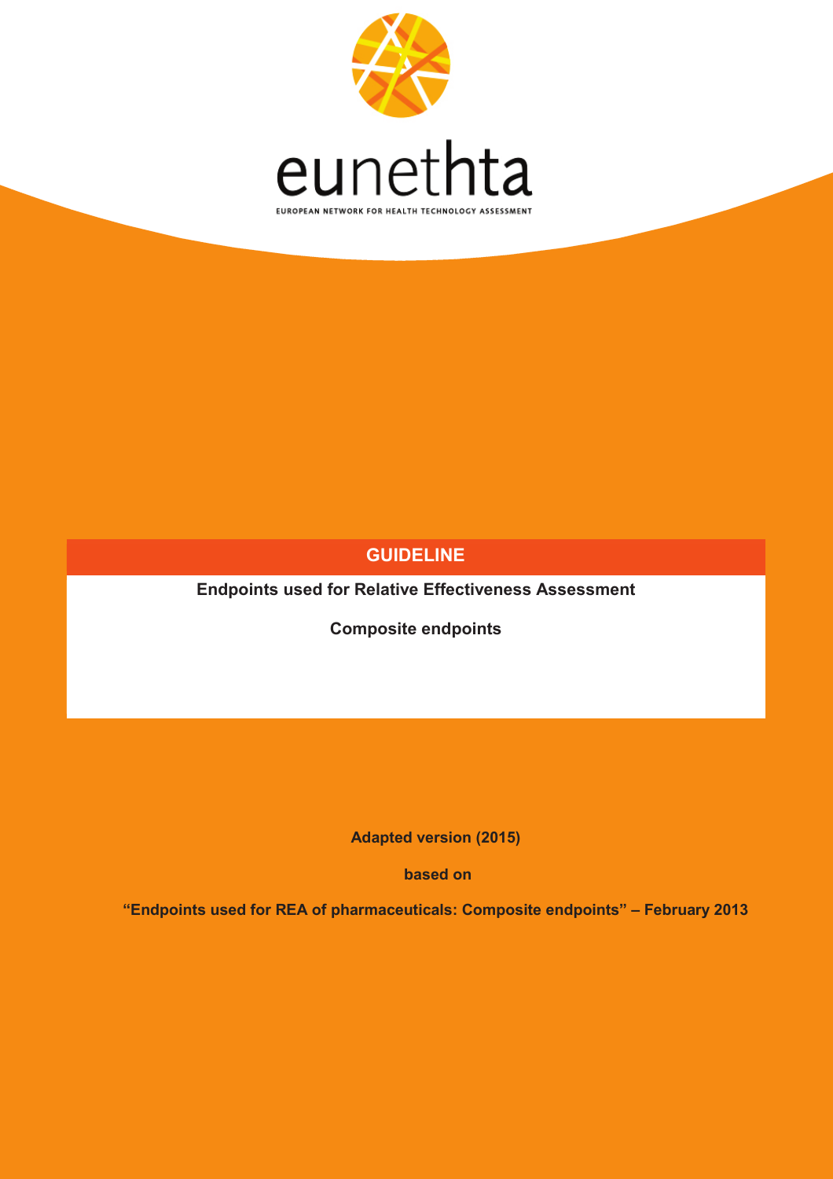eunethta

EUROPEAN NETWORK FOR HEALTH TECHNOLOGY ASSESSMENT

# GUIDELINE

**Endpoints used for Relative Effectiveness Assessment**

**Composite endpoints**

**Adapted version (2015)**

**based on**

**"Endpoints used for REA of pharmaceuticals: Composite endpoints" – February 2013**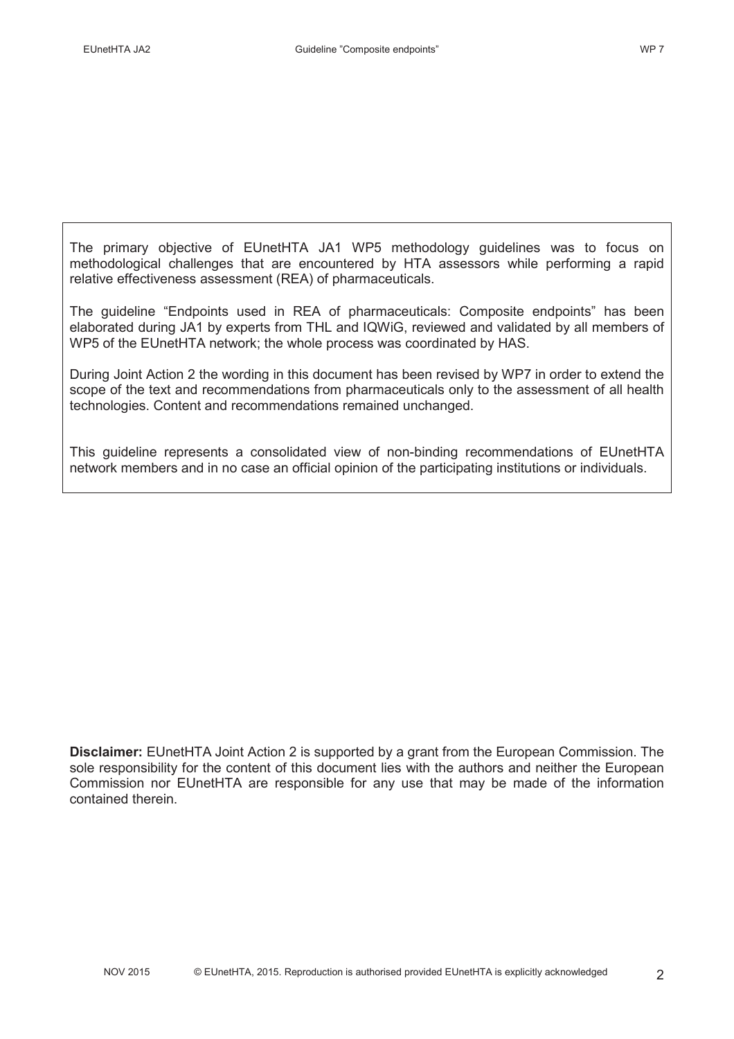The primary objective of EUnetHTA JA1 WP5 methodology guidelines was to focus on methodological challenges that are encountered by HTA assessors while performing a rapid relative effectiveness assessment (REA) of pharmaceuticals.

The guideline "Endpoints used in REA of pharmaceuticals: Composite endpoints" has been elaborated during JA1 by experts from THL and IQWiG, reviewed and validated by all members of WP5 of the EUnetHTA network; the whole process was coordinated by HAS.

During Joint Action 2 the wording in this document has been revised by WP7 in order to extend the scope of the text and recommendations from pharmaceuticals only to the assessment of all health technologies. Content and recommendations remained unchanged.

This guideline represents a consolidated view of non-binding recommendations of EUnetHTA network members and in no case an official opinion of the participating institutions or individuals.

**Disclaimer:** EUnetHTA Joint Action 2 is supported by a grant from the European Commission. The sole responsibility for the content of this document lies with the authors and neither the European Commission nor EUnetHTA are responsible for any use that may be made of the information contained therein.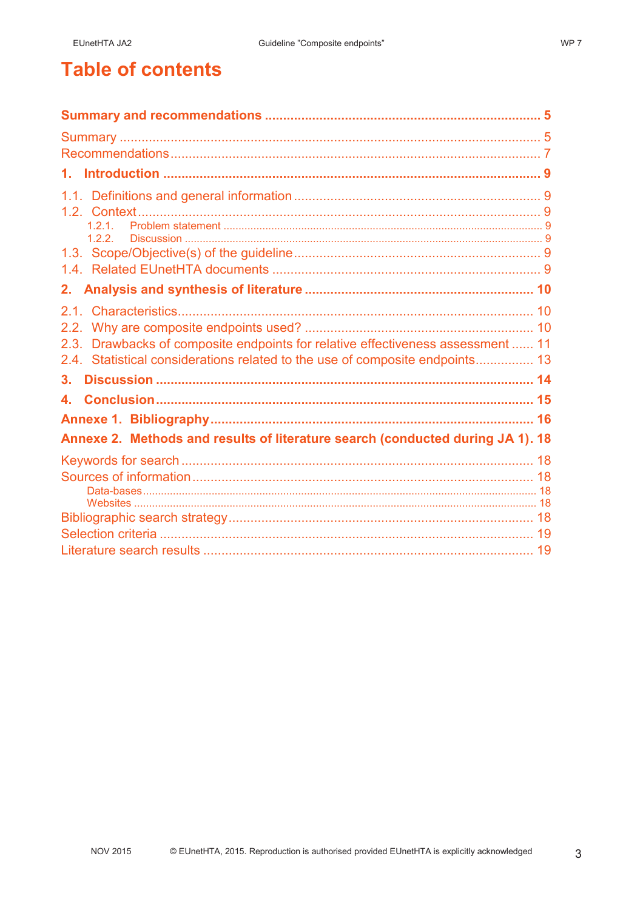# Table of contents

**Summary and recommendations** ........................................................................ **5**

Summary ..................................................................................................... 5
Recommendations ....................................................................................... 7

**1. Introduction** ............................................................................................. **9**

1.1. Definitions and general information ......................................................... 9
1.2. Context ................................................................................................... 9
1.2.1. Problem statement ............................................................................... 9
1.2.2. Discussion ............................................................................................ 9
1.3. Scope/Objective(s) of the guideline ......................................................... 9
1.4. Related EUnetHTA documents ................................................................ 9

**2. Analysis and synthesis of literature** ........................................................ **10**

2.1. Characteristics ........................................................................................ 10
2.2. Why are composite endpoints used? ....................................................... 10
2.3. Drawbacks of composite endpoints for relative effectiveness assessment ...... 11
2.4. Statistical considerations related to the use of composite endpoints ................ 13

**3. Discussion** ................................................................................................ **14**

**4. Conclusion** ................................................................................................ **15**

**Annexe 1. Bibliography** ................................................................................ **16**

**Annexe 2. Methods and results of literature search (conducted during JA 1).** **18**

Keywords for search ..................................................................................... 18
Sources of information .................................................................................. 18
Data-bases .................................................................................................... 18
Websites ....................................................................................................... 18
Bibliographic search strategy ........................................................................ 18
Selection criteria ............................................................................................ 19
Literature search results ................................................................................ 19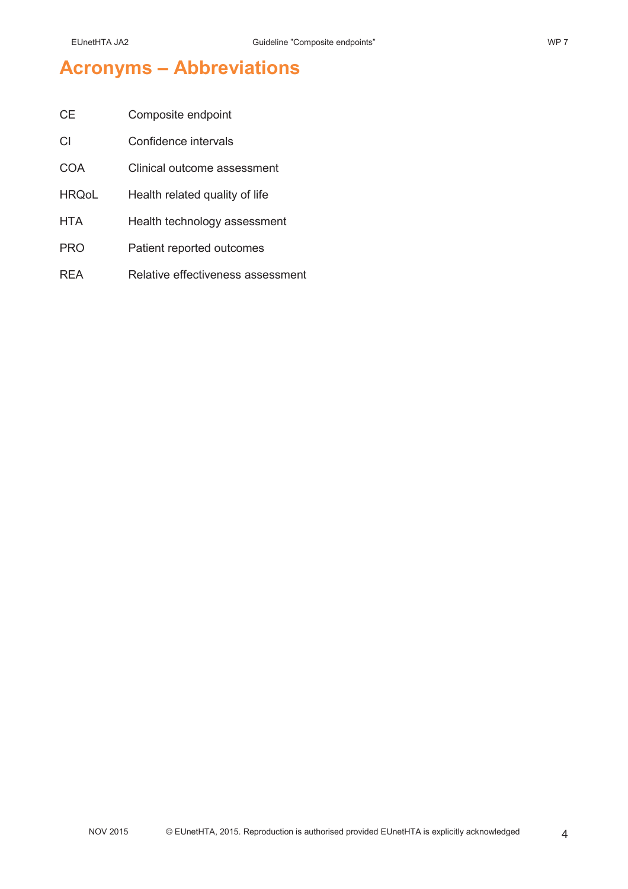# Acronyms – Abbreviations

| | |
|---|---|
| CE | Composite endpoint |
| CI | Confidence intervals |
| COA | Clinical outcome assessment |
| HRQoL | Health related quality of life |
| HTA | Health technology assessment |
| PRO | Patient reported outcomes |
| REA | Relative effectiveness assessment |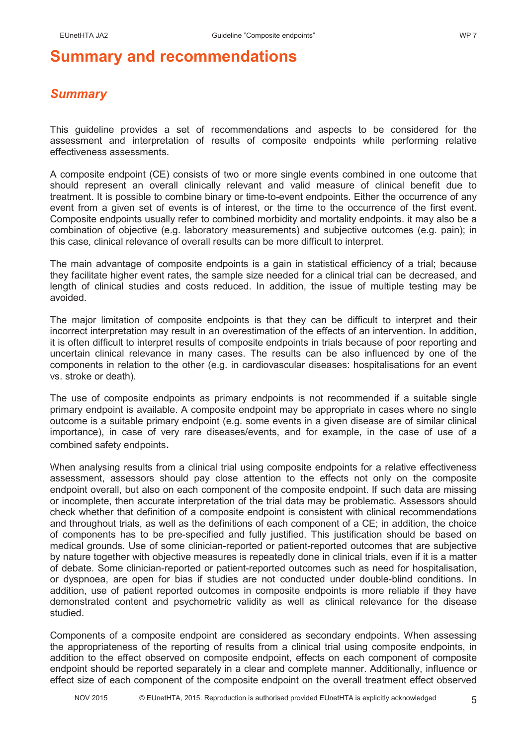# Summary and recommendations

## *Summary*

This guideline provides a set of recommendations and aspects to be considered for the assessment and interpretation of results of composite endpoints while performing relative effectiveness assessments.

A composite endpoint (CE) consists of two or more single events combined in one outcome that should represent an overall clinically relevant and valid measure of clinical benefit due to treatment. It is possible to combine binary or time-to-event endpoints. Either the occurrence of any event from a given set of events is of interest, or the time to the occurrence of the first event. Composite endpoints usually refer to combined morbidity and mortality endpoints. it may also be a combination of objective (e.g. laboratory measurements) and subjective outcomes (e.g. pain); in this case, clinical relevance of overall results can be more difficult to interpret.

The main advantage of composite endpoints is a gain in statistical efficiency of a trial; because they facilitate higher event rates, the sample size needed for a clinical trial can be decreased, and length of clinical studies and costs reduced. In addition, the issue of multiple testing may be avoided.

The major limitation of composite endpoints is that they can be difficult to interpret and their incorrect interpretation may result in an overestimation of the effects of an intervention. In addition, it is often difficult to interpret results of composite endpoints in trials because of poor reporting and uncertain clinical relevance in many cases. The results can be also influenced by one of the components in relation to the other (e.g. in cardiovascular diseases: hospitalisations for an event vs. stroke or death).

The use of composite endpoints as primary endpoints is not recommended if a suitable single primary endpoint is available. A composite endpoint may be appropriate in cases where no single outcome is a suitable primary endpoint (e.g. some events in a given disease are of similar clinical importance), in case of very rare diseases/events, and for example, in the case of use of a combined safety endpoints**.**

When analysing results from a clinical trial using composite endpoints for a relative effectiveness assessment, assessors should pay close attention to the effects not only on the composite endpoint overall, but also on each component of the composite endpoint. If such data are missing or incomplete, then accurate interpretation of the trial data may be problematic. Assessors should check whether that definition of a composite endpoint is consistent with clinical recommendations and throughout trials, as well as the definitions of each component of a CE; in addition, the choice of components has to be pre-specified and fully justified. This justification should be based on medical grounds. Use of some clinician-reported or patient-reported outcomes that are subjective by nature together with objective measures is repeatedly done in clinical trials, even if it is a matter of debate. Some clinician-reported or patient-reported outcomes such as need for hospitalisation, or dyspnoea, are open for bias if studies are not conducted under double-blind conditions. In addition, use of patient reported outcomes in composite endpoints is more reliable if they have demonstrated content and psychometric validity as well as clinical relevance for the disease studied.

Components of a composite endpoint are considered as secondary endpoints. When assessing the appropriateness of the reporting of results from a clinical trial using composite endpoints, in addition to the effect observed on composite endpoint, effects on each component of composite endpoint should be reported separately in a clear and complete manner. Additionally, influence or effect size of each component of the composite endpoint on the overall treatment effect observed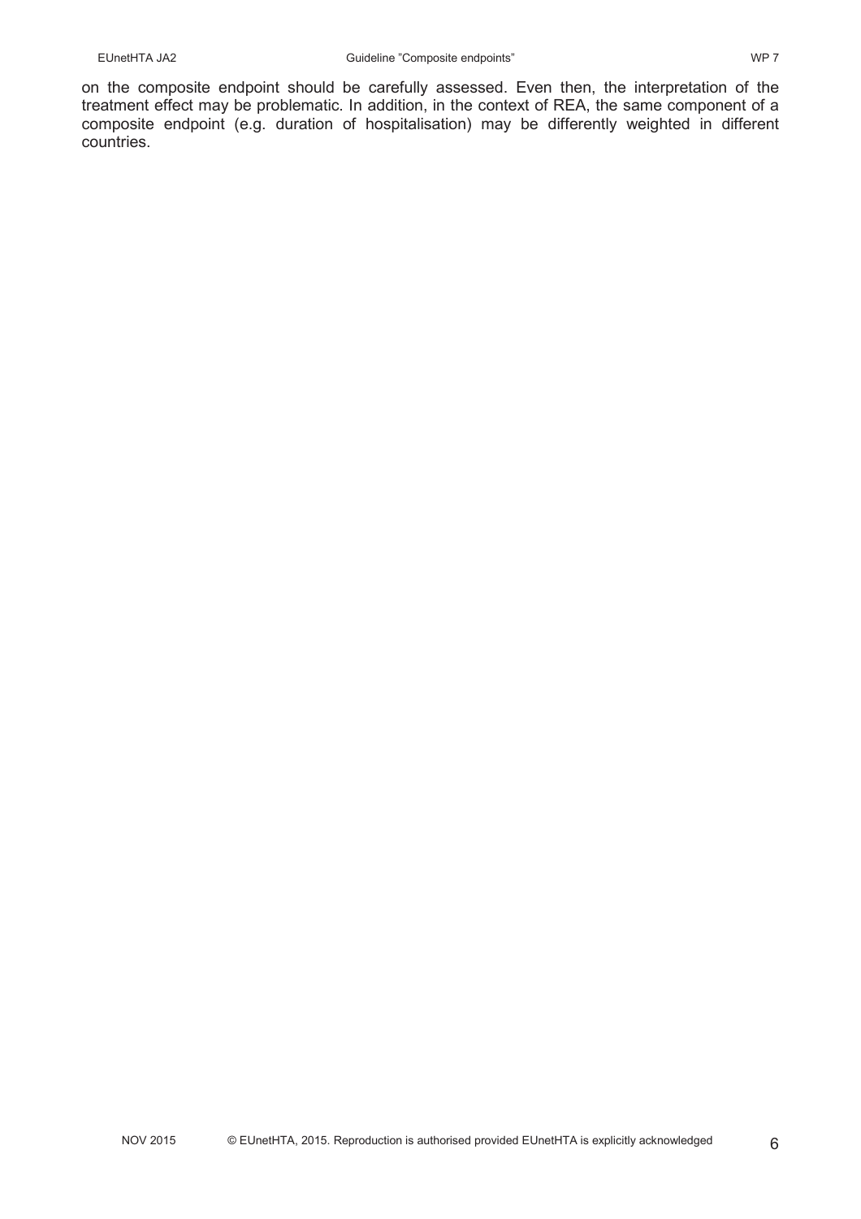on the composite endpoint should be carefully assessed. Even then, the interpretation of the treatment effect may be problematic. In addition, in the context of REA, the same component of a composite endpoint (e.g. duration of hospitalisation) may be differently weighted in different countries.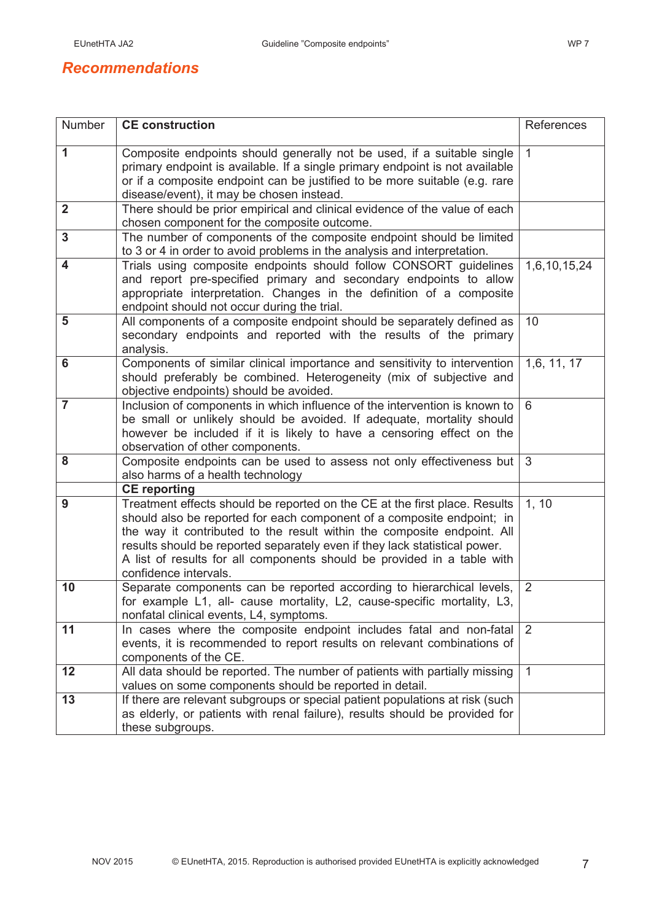## Recommendations

| Number | **CE construction** | References |
|---|---|---|
| **1** | Composite endpoints should generally not be used, if a suitable single primary endpoint is available. If a single primary endpoint is not available or if a composite endpoint can be justified to be more suitable (e.g. rare disease/event), it may be chosen instead. | 1 |
| **2** | There should be prior empirical and clinical evidence of the value of each chosen component for the composite outcome. | |
| **3** | The number of components of the composite endpoint should be limited to 3 or 4 in order to avoid problems in the analysis and interpretation. | |
| **4** | Trials using composite endpoints should follow CONSORT guidelines and report pre-specified primary and secondary endpoints to allow appropriate interpretation. Changes in the definition of a composite endpoint should not occur during the trial. | 1,6,10,15,24 |
| **5** | All components of a composite endpoint should be separately defined as secondary endpoints and reported with the results of the primary analysis. | 10 |
| **6** | Components of similar clinical importance and sensitivity to intervention should preferably be combined. Heterogeneity (mix of subjective and objective endpoints) should be avoided. | 1,6, 11, 17 |
| **7** | Inclusion of components in which influence of the intervention is known to be small or unlikely should be avoided. If adequate, mortality should however be included if it is likely to have a censoring effect on the observation of other components. | 6 |
| **8** | Composite endpoints can be used to assess not only effectiveness but also harms of a health technology | 3 |
| | **CE reporting** | |
| **9** | Treatment effects should be reported on the CE at the first place. Results should also be reported for each component of a composite endpoint; in the way it contributed to the result within the composite endpoint. All results should be reported separately even if they lack statistical power. A list of results for all components should be provided in a table with confidence intervals. | 1, 10 |
| **10** | Separate components can be reported according to hierarchical levels, for example L1, all- cause mortality, L2, cause-specific mortality, L3, nonfatal clinical events, L4, symptoms. | 2 |
| **11** | In cases where the composite endpoint includes fatal and non-fatal events, it is recommended to report results on relevant combinations of components of the CE. | 2 |
| **12** | All data should be reported. The number of patients with partially missing values on some components should be reported in detail. | 1 |
| **13** | If there are relevant subgroups or special patient populations at risk (such as elderly, or patients with renal failure), results should be provided for these subgroups. | |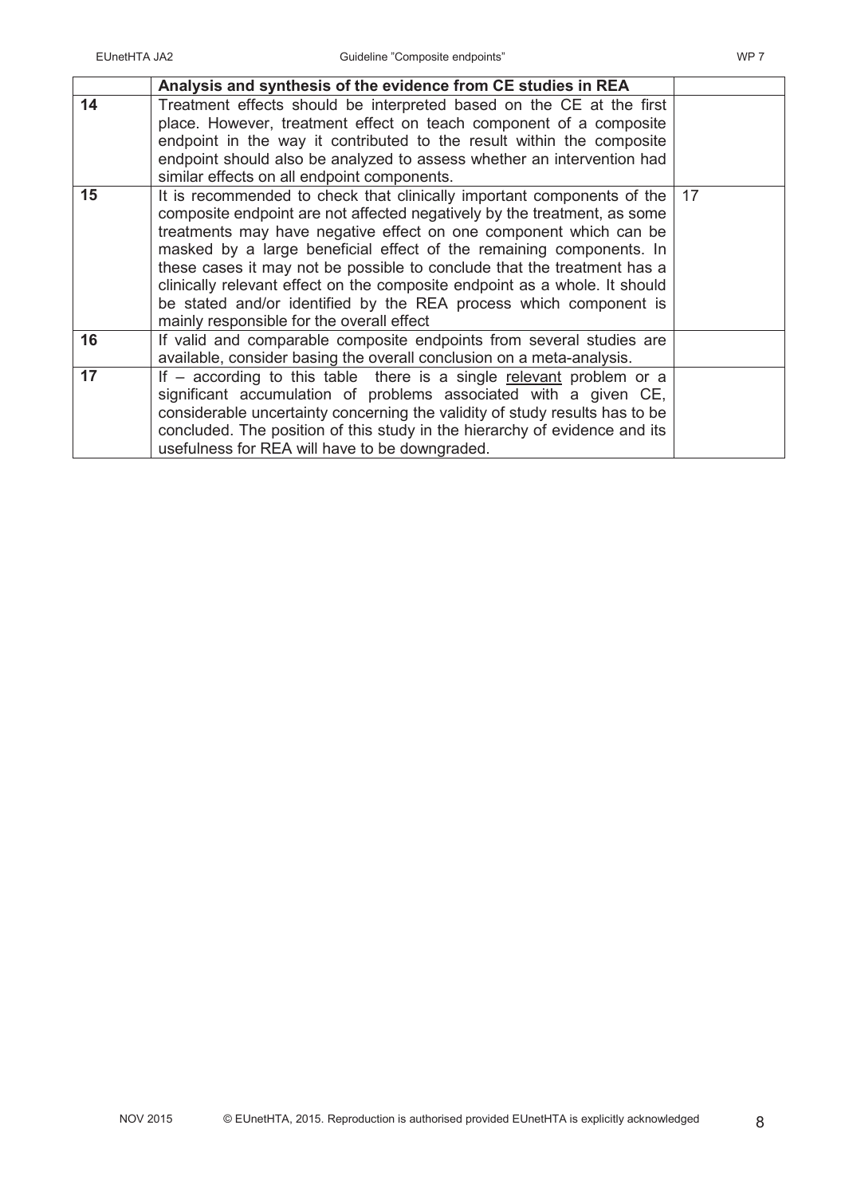|  | **Analysis and synthesis of the evidence from CE studies in REA** |  |
|---|---|---|
| **14** | Treatment effects should be interpreted based on the CE at the first place. However, treatment effect on teach component of a composite endpoint in the way it contributed to the result within the composite endpoint should also be analyzed to assess whether an intervention had similar effects on all endpoint components. |  |
| **15** | It is recommended to check that clinically important components of the composite endpoint are not affected negatively by the treatment, as some treatments may have negative effect on one component which can be masked by a large beneficial effect of the remaining components. In these cases it may not be possible to conclude that the treatment has a clinically relevant effect on the composite endpoint as a whole. It should be stated and/or identified by the REA process which component is mainly responsible for the overall effect | 17 |
| **16** | If valid and comparable composite endpoints from several studies are available, consider basing the overall conclusion on a meta-analysis. |  |
| **17** | If – according to this table there is a single relevant problem or a significant accumulation of problems associated with a given CE, considerable uncertainty concerning the validity of study results has to be concluded. The position of this study in the hierarchy of evidence and its usefulness for REA will have to be downgraded. |  |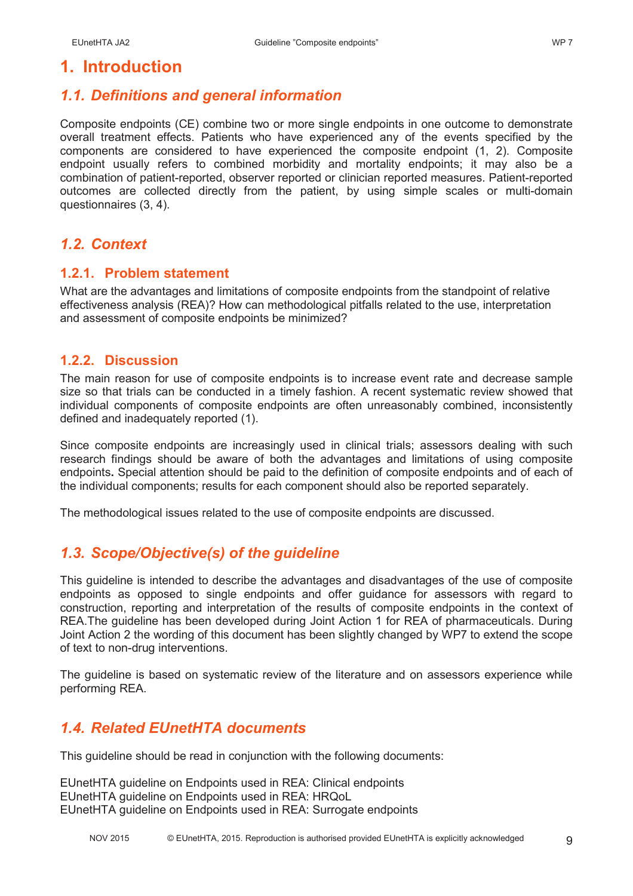# 1. Introduction

## 1.1. Definitions and general information

Composite endpoints (CE) combine two or more single endpoints in one outcome to demonstrate overall treatment effects. Patients who have experienced any of the events specified by the components are considered to have experienced the composite endpoint (1, 2). Composite endpoint usually refers to combined morbidity and mortality endpoints; it may also be a combination of patient-reported, observer reported or clinician reported measures. Patient-reported outcomes are collected directly from the patient, by using simple scales or multi-domain questionnaires (3, 4).

## 1.2. Context

### 1.2.1. Problem statement

What are the advantages and limitations of composite endpoints from the standpoint of relative effectiveness analysis (REA)? How can methodological pitfalls related to the use, interpretation and assessment of composite endpoints be minimized?

### 1.2.2. Discussion

The main reason for use of composite endpoints is to increase event rate and decrease sample size so that trials can be conducted in a timely fashion. A recent systematic review showed that individual components of composite endpoints are often unreasonably combined, inconsistently defined and inadequately reported (1).

Since composite endpoints are increasingly used in clinical trials; assessors dealing with such research findings should be aware of both the advantages and limitations of using composite endpoints**.** Special attention should be paid to the definition of composite endpoints and of each of the individual components; results for each component should also be reported separately.

The methodological issues related to the use of composite endpoints are discussed.

## 1.3. Scope/Objective(s) of the guideline

This guideline is intended to describe the advantages and disadvantages of the use of composite endpoints as opposed to single endpoints and offer guidance for assessors with regard to construction, reporting and interpretation of the results of composite endpoints in the context of REA.The guideline has been developed during Joint Action 1 for REA of pharmaceuticals. During Joint Action 2 the wording of this document has been slightly changed by WP7 to extend the scope of text to non-drug interventions.

The guideline is based on systematic review of the literature and on assessors experience while performing REA.

## 1.4. Related EUnetHTA documents

This guideline should be read in conjunction with the following documents:

EUnetHTA guideline on Endpoints used in REA: Clinical endpoints  
EUnetHTA guideline on Endpoints used in REA: HRQoL  
EUnetHTA guideline on Endpoints used in REA: Surrogate endpoints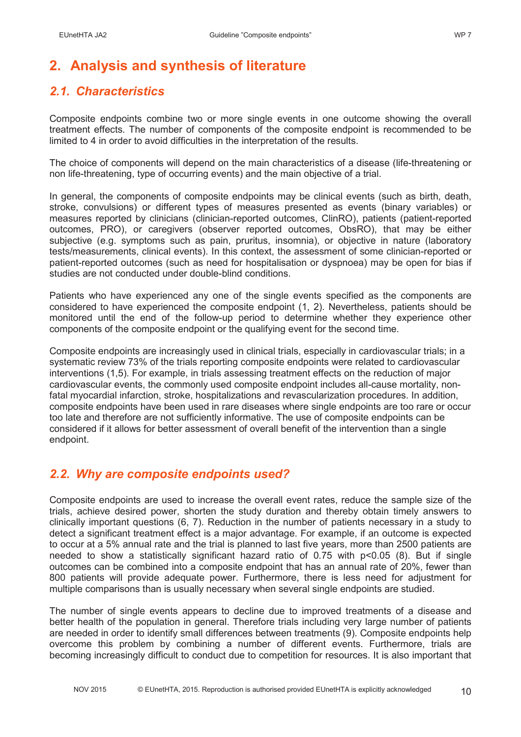# 2. Analysis and synthesis of literature

## 2.1. Characteristics

Composite endpoints combine two or more single events in one outcome showing the overall treatment effects. The number of components of the composite endpoint is recommended to be limited to 4 in order to avoid difficulties in the interpretation of the results.

The choice of components will depend on the main characteristics of a disease (life-threatening or non life-threatening, type of occurring events) and the main objective of a trial.

In general, the components of composite endpoints may be clinical events (such as birth, death, stroke, convulsions) or different types of measures presented as events (binary variables) or measures reported by clinicians (clinician-reported outcomes, ClinRO), patients (patient-reported outcomes, PRO), or caregivers (observer reported outcomes, ObsRO), that may be either subjective (e.g. symptoms such as pain, pruritus, insomnia), or objective in nature (laboratory tests/measurements, clinical events). In this context, the assessment of some clinician-reported or patient-reported outcomes (such as need for hospitalisation or dyspnoea) may be open for bias if studies are not conducted under double-blind conditions.

Patients who have experienced any one of the single events specified as the components are considered to have experienced the composite endpoint (1, 2). Nevertheless, patients should be monitored until the end of the follow-up period to determine whether they experience other components of the composite endpoint or the qualifying event for the second time.

Composite endpoints are increasingly used in clinical trials, especially in cardiovascular trials; in a systematic review 73% of the trials reporting composite endpoints were related to cardiovascular interventions (1,5). For example, in trials assessing treatment effects on the reduction of major cardiovascular events, the commonly used composite endpoint includes all-cause mortality, non-fatal myocardial infarction, stroke, hospitalizations and revascularization procedures. In addition, composite endpoints have been used in rare diseases where single endpoints are too rare or occur too late and therefore are not sufficiently informative. The use of composite endpoints can be considered if it allows for better assessment of overall benefit of the intervention than a single endpoint.

## 2.2. Why are composite endpoints used?

Composite endpoints are used to increase the overall event rates, reduce the sample size of the trials, achieve desired power, shorten the study duration and thereby obtain timely answers to clinically important questions (6, 7). Reduction in the number of patients necessary in a study to detect a significant treatment effect is a major advantage. For example, if an outcome is expected to occur at a 5% annual rate and the trial is planned to last five years, more than 2500 patients are needed to show a statistically significant hazard ratio of 0.75 with $p<0.05$ (8). But if single outcomes can be combined into a composite endpoint that has an annual rate of 20%, fewer than 800 patients will provide adequate power. Furthermore, there is less need for adjustment for multiple comparisons than is usually necessary when several single endpoints are studied.

The number of single events appears to decline due to improved treatments of a disease and better health of the population in general. Therefore trials including very large number of patients are needed in order to identify small differences between treatments (9). Composite endpoints help overcome this problem by combining a number of different events. Furthermore, trials are becoming increasingly difficult to conduct due to competition for resources. It is also important that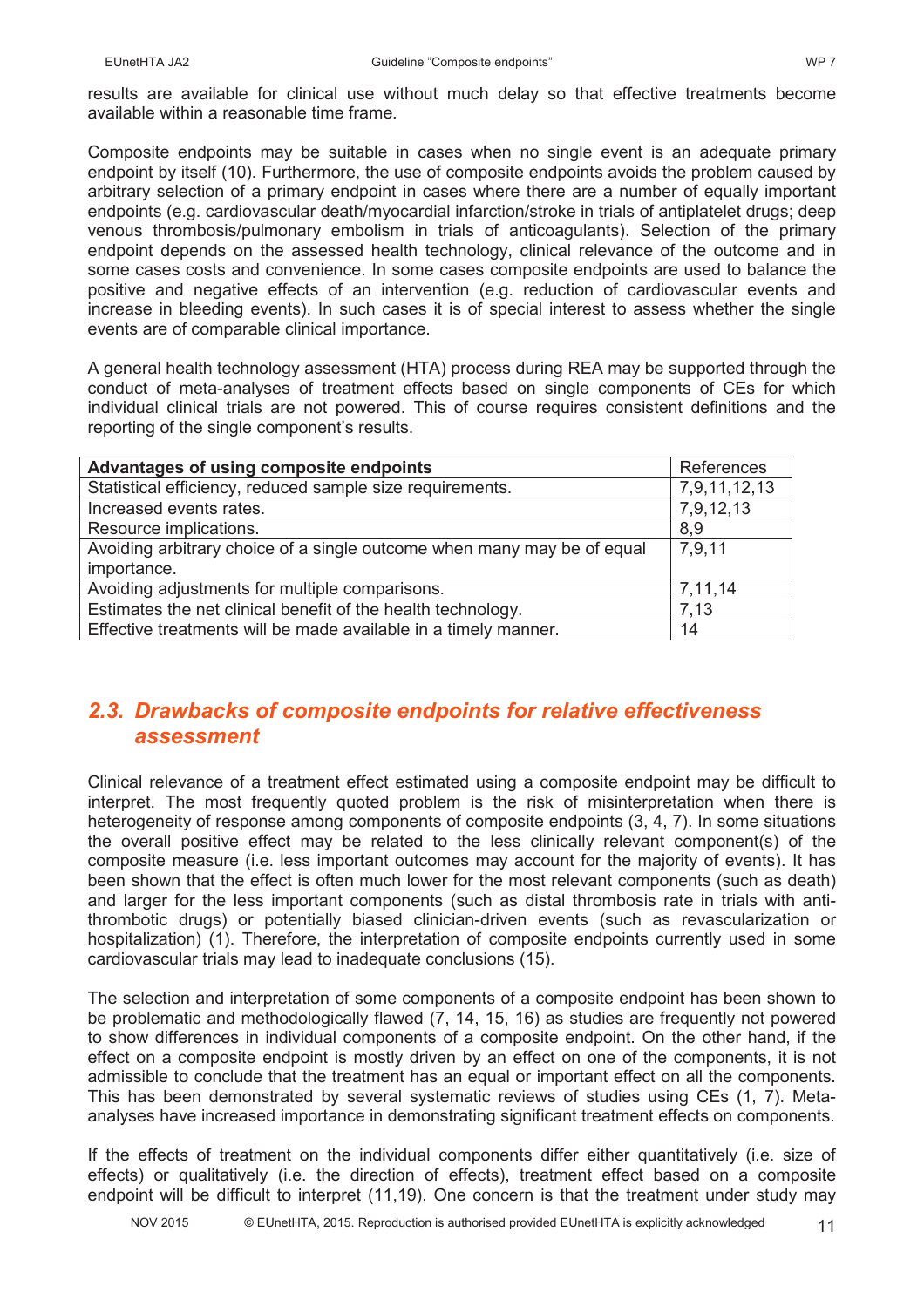results are available for clinical use without much delay so that effective treatments become available within a reasonable time frame.

Composite endpoints may be suitable in cases when no single event is an adequate primary endpoint by itself (10). Furthermore, the use of composite endpoints avoids the problem caused by arbitrary selection of a primary endpoint in cases where there are a number of equally important endpoints (e.g. cardiovascular death/myocardial infarction/stroke in trials of antiplatelet drugs; deep venous thrombosis/pulmonary embolism in trials of anticoagulants). Selection of the primary endpoint depends on the assessed health technology, clinical relevance of the outcome and in some cases costs and convenience. In some cases composite endpoints are used to balance the positive and negative effects of an intervention (e.g. reduction of cardiovascular events and increase in bleeding events). In such cases it is of special interest to assess whether the single events are of comparable clinical importance.

A general health technology assessment (HTA) process during REA may be supported through the conduct of meta-analyses of treatment effects based on single components of CEs for which individual clinical trials are not powered. This of course requires consistent definitions and the reporting of the single component's results.

| **Advantages of using composite endpoints** | References |
|---|---|
| Statistical efficiency, reduced sample size requirements. | 7,9,11,12,13 |
| Increased events rates. | 7,9,12,13 |
| Resource implications. | 8,9 |
| Avoiding arbitrary choice of a single outcome when many may be of equal importance. | 7,9,11 |
| Avoiding adjustments for multiple comparisons. | 7,11,14 |
| Estimates the net clinical benefit of the health technology. | 7,13 |
| Effective treatments will be made available in a timely manner. | 14 |

## *2.3. Drawbacks of composite endpoints for relative effectiveness assessment*

Clinical relevance of a treatment effect estimated using a composite endpoint may be difficult to interpret. The most frequently quoted problem is the risk of misinterpretation when there is heterogeneity of response among components of composite endpoints (3, 4, 7). In some situations the overall positive effect may be related to the less clinically relevant component(s) of the composite measure (i.e. less important outcomes may account for the majority of events). It has been shown that the effect is often much lower for the most relevant components (such as death) and larger for the less important components (such as distal thrombosis rate in trials with anti-thrombotic drugs) or potentially biased clinician-driven events (such as revascularization or hospitalization) (1). Therefore, the interpretation of composite endpoints currently used in some cardiovascular trials may lead to inadequate conclusions (15).

The selection and interpretation of some components of a composite endpoint has been shown to be problematic and methodologically flawed (7, 14, 15, 16) as studies are frequently not powered to show differences in individual components of a composite endpoint. On the other hand, if the effect on a composite endpoint is mostly driven by an effect on one of the components, it is not admissible to conclude that the treatment has an equal or important effect on all the components. This has been demonstrated by several systematic reviews of studies using CEs (1, 7). Meta-analyses have increased importance in demonstrating significant treatment effects on components.

If the effects of treatment on the individual components differ either quantitatively (i.e. size of effects) or qualitatively (i.e. the direction of effects), treatment effect based on a composite endpoint will be difficult to interpret (11,19). One concern is that the treatment under study may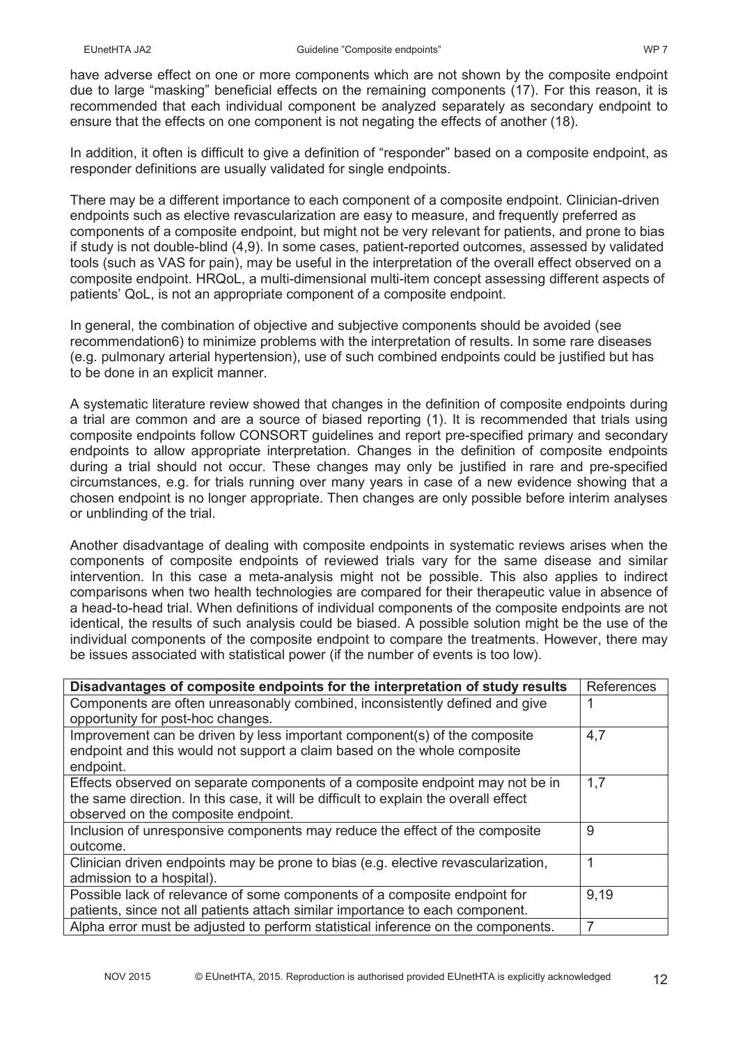have adverse effect on one or more components which are not shown by the composite endpoint due to large "masking" beneficial effects on the remaining components (17). For this reason, it is recommended that each individual component be analyzed separately as secondary endpoint to ensure that the effects on one component is not negating the effects of another (18).

In addition, it often is difficult to give a definition of "responder" based on a composite endpoint, as responder definitions are usually validated for single endpoints.

There may be a different importance to each component of a composite endpoint. Clinician-driven endpoints such as elective revascularization are easy to measure, and frequently preferred as components of a composite endpoint, but might not be very relevant for patients, and prone to bias if study is not double-blind (4,9). In some cases, patient-reported outcomes, assessed by validated tools (such as VAS for pain), may be useful in the interpretation of the overall effect observed on a composite endpoint. HRQoL, a multi-dimensional multi-item concept assessing different aspects of patients' QoL, is not an appropriate component of a composite endpoint.

In general, the combination of objective and subjective components should be avoided (see recommendation6) to minimize problems with the interpretation of results. In some rare diseases (e.g. pulmonary arterial hypertension), use of such combined endpoints could be justified but has to be done in an explicit manner.

A systematic literature review showed that changes in the definition of composite endpoints during a trial are common and are a source of biased reporting (1). It is recommended that trials using composite endpoints follow CONSORT guidelines and report pre-specified primary and secondary endpoints to allow appropriate interpretation. Changes in the definition of composite endpoints during a trial should not occur. These changes may only be justified in rare and pre-specified circumstances, e.g. for trials running over many years in case of a new evidence showing that a chosen endpoint is no longer appropriate. Then changes are only possible before interim analyses or unblinding of the trial.

Another disadvantage of dealing with composite endpoints in systematic reviews arises when the components of composite endpoints of reviewed trials vary for the same disease and similar intervention. In this case a meta-analysis might not be possible. This also applies to indirect comparisons when two health technologies are compared for their therapeutic value in absence of a head-to-head trial. When definitions of individual components of the composite endpoints are not identical, the results of such analysis could be biased. A possible solution might be the use of the individual components of the composite endpoint to compare the treatments. However, there may be issues associated with statistical power (if the number of events is too low).

| **Disadvantages of composite endpoints for the interpretation of study results** | References |
|---|---|
| Components are often unreasonably combined, inconsistently defined and give opportunity for post-hoc changes. | 1 |
| Improvement can be driven by less important component(s) of the composite endpoint and this would not support a claim based on the whole composite endpoint. | 4,7 |
| Effects observed on separate components of a composite endpoint may not be in the same direction. In this case, it will be difficult to explain the overall effect observed on the composite endpoint. | 1,7 |
| Inclusion of unresponsive components may reduce the effect of the composite outcome. | 9 |
| Clinician driven endpoints may be prone to bias (e.g. elective revascularization, admission to a hospital). | 1 |
| Possible lack of relevance of some components of a composite endpoint for patients, since not all patients attach similar importance to each component. | 9,19 |
| Alpha error must be adjusted to perform statistical inference on the components. | 7 |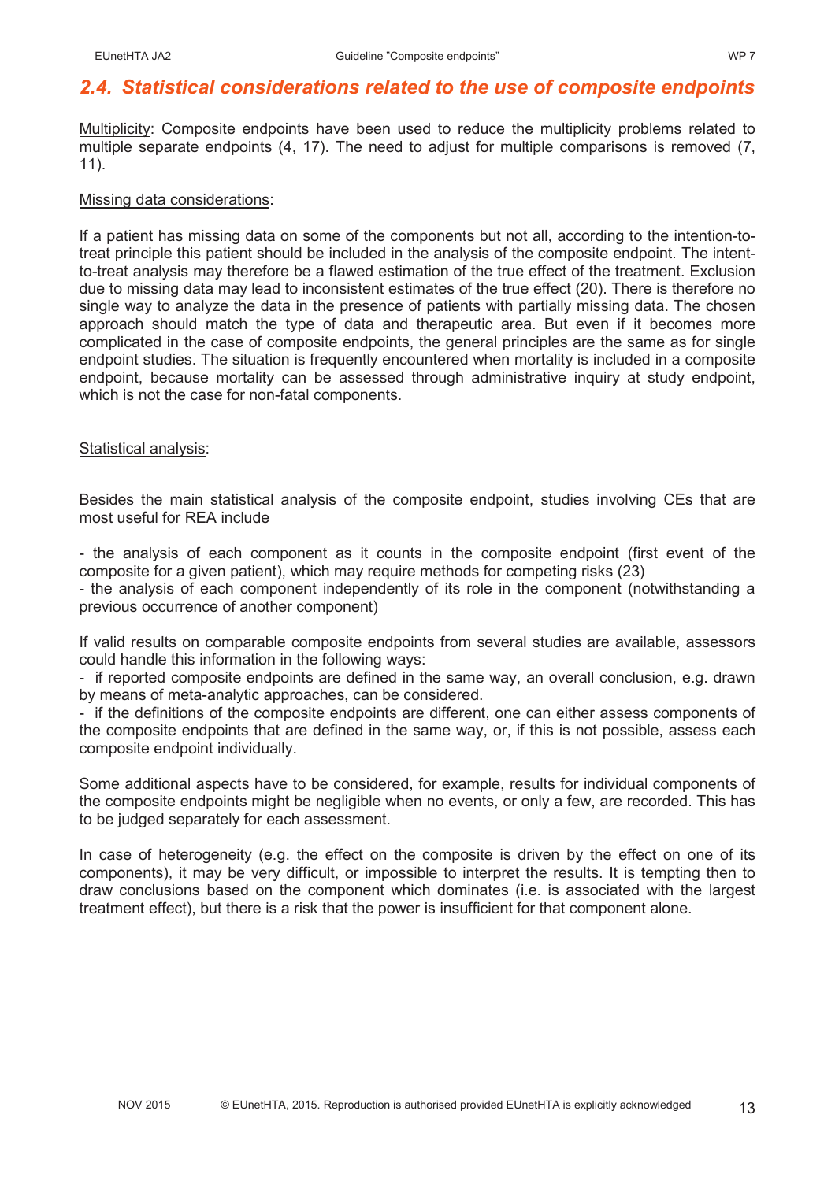## 2.4. Statistical considerations related to the use of composite endpoints

Multiplicity: Composite endpoints have been used to reduce the multiplicity problems related to multiple separate endpoints (4, 17). The need to adjust for multiple comparisons is removed (7, 11).

Missing data considerations:

If a patient has missing data on some of the components but not all, according to the intention-to-treat principle this patient should be included in the analysis of the composite endpoint. The intent-to-treat analysis may therefore be a flawed estimation of the true effect of the treatment. Exclusion due to missing data may lead to inconsistent estimates of the true effect (20). There is therefore no single way to analyze the data in the presence of patients with partially missing data. The chosen approach should match the type of data and therapeutic area. But even if it becomes more complicated in the case of composite endpoints, the general principles are the same as for single endpoint studies. The situation is frequently encountered when mortality is included in a composite endpoint, because mortality can be assessed through administrative inquiry at study endpoint, which is not the case for non-fatal components.

Statistical analysis:

Besides the main statistical analysis of the composite endpoint, studies involving CEs that are most useful for REA include

- the analysis of each component as it counts in the composite endpoint (first event of the composite for a given patient), which may require methods for competing risks (23)
- the analysis of each component independently of its role in the component (notwithstanding a previous occurrence of another component)

If valid results on comparable composite endpoints from several studies are available, assessors could handle this information in the following ways:

- if reported composite endpoints are defined in the same way, an overall conclusion, e.g. drawn by means of meta-analytic approaches, can be considered.
- if the definitions of the composite endpoints are different, one can either assess components of the composite endpoints that are defined in the same way, or, if this is not possible, assess each composite endpoint individually.

Some additional aspects have to be considered, for example, results for individual components of the composite endpoints might be negligible when no events, or only a few, are recorded. This has to be judged separately for each assessment.

In case of heterogeneity (e.g. the effect on the composite is driven by the effect on one of its components), it may be very difficult, or impossible to interpret the results. It is tempting then to draw conclusions based on the component which dominates (i.e. is associated with the largest treatment effect), but there is a risk that the power is insufficient for that component alone.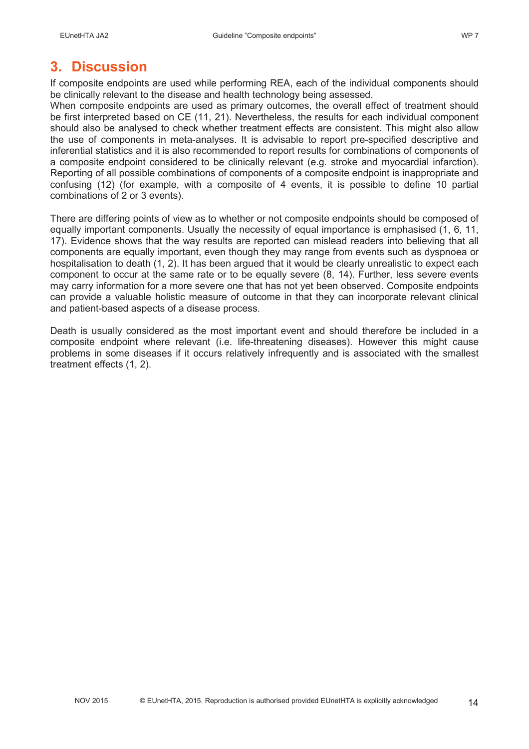# 3. Discussion

If composite endpoints are used while performing REA, each of the individual components should be clinically relevant to the disease and health technology being assessed.
When composite endpoints are used as primary outcomes, the overall effect of treatment should be first interpreted based on CE (11, 21). Nevertheless, the results for each individual component should also be analysed to check whether treatment effects are consistent. This might also allow the use of components in meta-analyses. It is advisable to report pre-specified descriptive and inferential statistics and it is also recommended to report results for combinations of components of a composite endpoint considered to be clinically relevant (e.g. stroke and myocardial infarction). Reporting of all possible combinations of components of a composite endpoint is inappropriate and confusing (12) (for example, with a composite of 4 events, it is possible to define 10 partial combinations of 2 or 3 events).

There are differing points of view as to whether or not composite endpoints should be composed of equally important components. Usually the necessity of equal importance is emphasised (1, 6, 11, 17). Evidence shows that the way results are reported can mislead readers into believing that all components are equally important, even though they may range from events such as dyspnoea or hospitalisation to death (1, 2). It has been argued that it would be clearly unrealistic to expect each component to occur at the same rate or to be equally severe (8, 14). Further, less severe events may carry information for a more severe one that has not yet been observed. Composite endpoints can provide a valuable holistic measure of outcome in that they can incorporate relevant clinical and patient-based aspects of a disease process.

Death is usually considered as the most important event and should therefore be included in a composite endpoint where relevant (i.e. life-threatening diseases). However this might cause problems in some diseases if it occurs relatively infrequently and is associated with the smallest treatment effects (1, 2).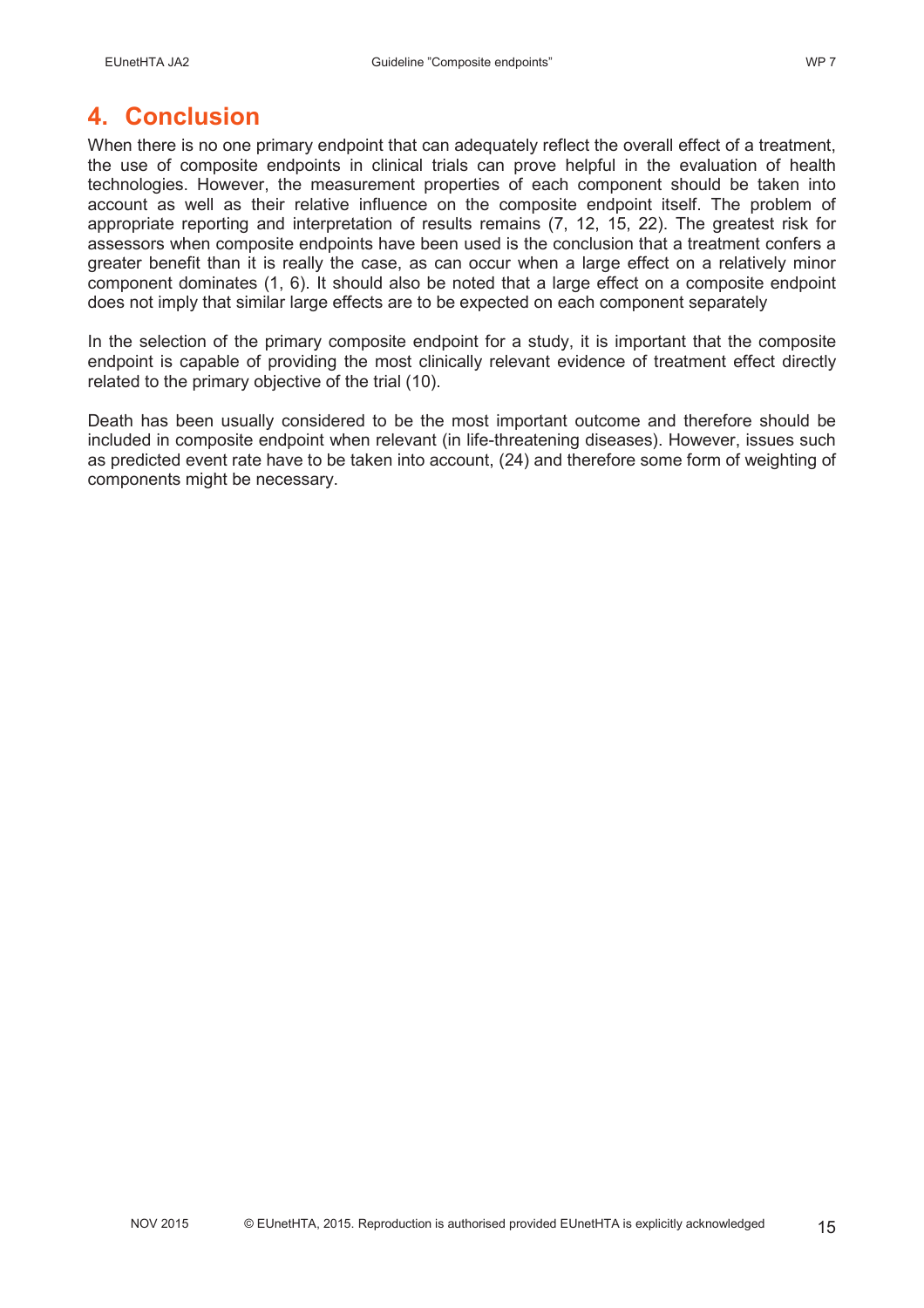# 4. Conclusion

When there is no one primary endpoint that can adequately reflect the overall effect of a treatment, the use of composite endpoints in clinical trials can prove helpful in the evaluation of health technologies. However, the measurement properties of each component should be taken into account as well as their relative influence on the composite endpoint itself. The problem of appropriate reporting and interpretation of results remains (7, 12, 15, 22). The greatest risk for assessors when composite endpoints have been used is the conclusion that a treatment confers a greater benefit than it is really the case, as can occur when a large effect on a relatively minor component dominates (1, 6). It should also be noted that a large effect on a composite endpoint does not imply that similar large effects are to be expected on each component separately

In the selection of the primary composite endpoint for a study, it is important that the composite endpoint is capable of providing the most clinically relevant evidence of treatment effect directly related to the primary objective of the trial (10).

Death has been usually considered to be the most important outcome and therefore should be included in composite endpoint when relevant (in life-threatening diseases). However, issues such as predicted event rate have to be taken into account, (24) and therefore some form of weighting of components might be necessary.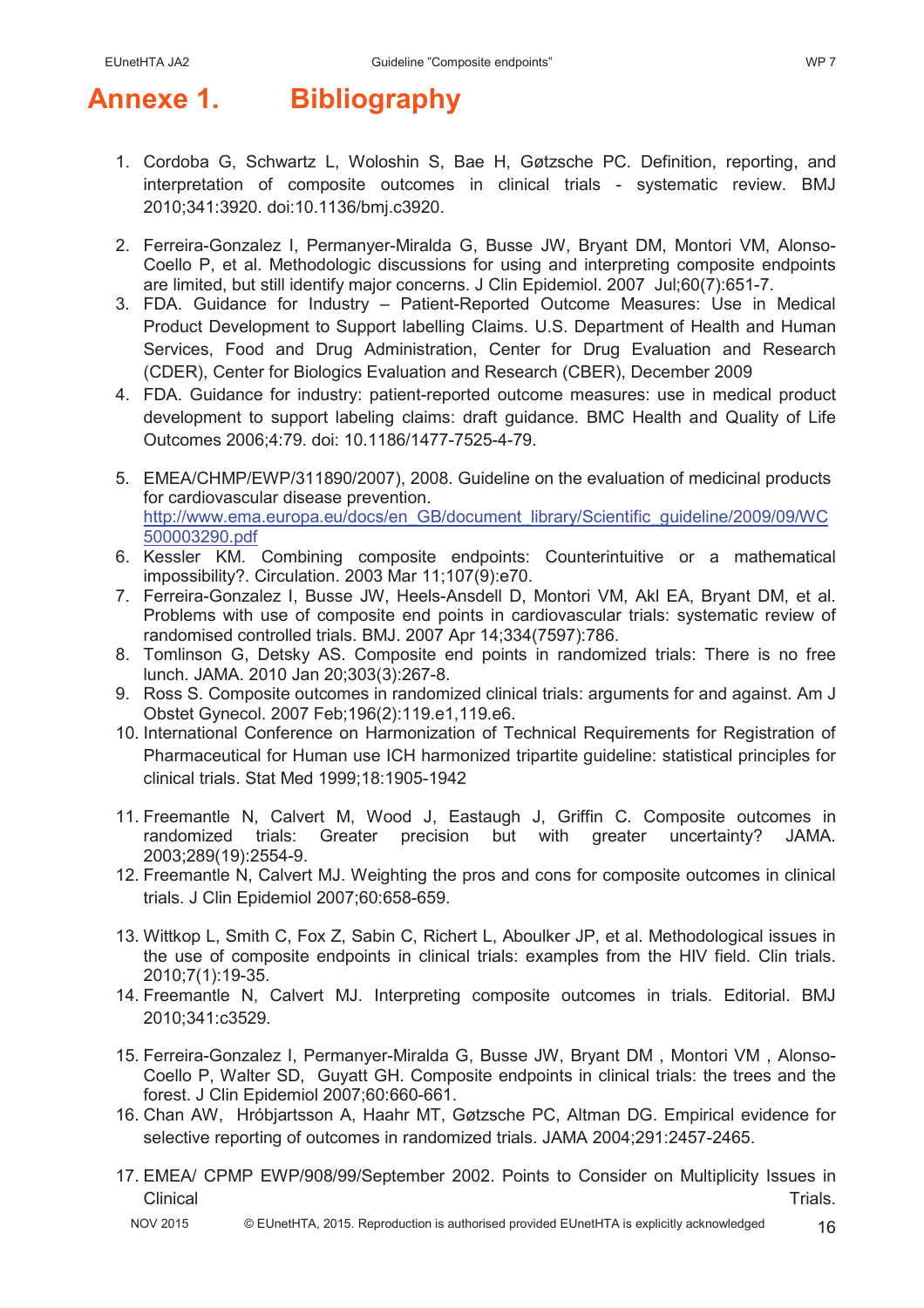# Annexe 1. Bibliography

1. Cordoba G, Schwartz L, Woloshin S, Bae H, Gøtzsche PC. Definition, reporting, and interpretation of composite outcomes in clinical trials - systematic review. BMJ 2010;341:3920. doi:10.1136/bmj.c3920.

2. Ferreira-Gonzalez I, Permanyer-Miralda G, Busse JW, Bryant DM, Montori VM, Alonso-Coello P, et al. Methodologic discussions for using and interpreting composite endpoints are limited, but still identify major concerns. J Clin Epidemiol. 2007 Jul;60(7):651-7.
3. FDA. Guidance for Industry – Patient-Reported Outcome Measures: Use in Medical Product Development to Support labelling Claims. U.S. Department of Health and Human Services, Food and Drug Administration, Center for Drug Evaluation and Research (CDER), Center for Biologics Evaluation and Research (CBER), December 2009
4. FDA. Guidance for industry: patient-reported outcome measures: use in medical product development to support labeling claims: draft guidance. BMC Health and Quality of Life Outcomes 2006;4:79. doi: 10.1186/1477-7525-4-79.

5. EMEA/CHMP/EWP/311890/2007), 2008. Guideline on the evaluation of medicinal products for cardiovascular disease prevention. http://www.ema.europa.eu/docs/en_GB/document_library/Scientific_guideline/2009/09/WC500003290.pdf
6. Kessler KM. Combining composite endpoints: Counterintuitive or a mathematical impossibility?. Circulation. 2003 Mar 11;107(9):e70.
7. Ferreira-Gonzalez I, Busse JW, Heels-Ansdell D, Montori VM, Akl EA, Bryant DM, et al. Problems with use of composite end points in cardiovascular trials: systematic review of randomised controlled trials. BMJ. 2007 Apr 14;334(7597):786.
8. Tomlinson G, Detsky AS. Composite end points in randomized trials: There is no free lunch. JAMA. 2010 Jan 20;303(3):267-8.
9. Ross S. Composite outcomes in randomized clinical trials: arguments for and against. Am J Obstet Gynecol. 2007 Feb;196(2):119.e1,119.e6.
10. International Conference on Harmonization of Technical Requirements for Registration of Pharmaceutical for Human use ICH harmonized tripartite guideline: statistical principles for clinical trials. Stat Med 1999;18:1905-1942

11. Freemantle N, Calvert M, Wood J, Eastaugh J, Griffin C. Composite outcomes in randomized trials: Greater precision but with greater uncertainty? JAMA. 2003;289(19):2554-9.
12. Freemantle N, Calvert MJ. Weighting the pros and cons for composite outcomes in clinical trials. J Clin Epidemiol 2007;60:658-659.

13. Wittkop L, Smith C, Fox Z, Sabin C, Richert L, Aboulker JP, et al. Methodological issues in the use of composite endpoints in clinical trials: examples from the HIV field. Clin trials. 2010;7(1):19-35.
14. Freemantle N, Calvert MJ. Interpreting composite outcomes in trials. Editorial. BMJ 2010;341:c3529.

15. Ferreira-Gonzalez I, Permanyer-Miralda G, Busse JW, Bryant DM , Montori VM , Alonso-Coello P, Walter SD, Guyatt GH. Composite endpoints in clinical trials: the trees and the forest. J Clin Epidemiol 2007;60:660-661.
16. Chan AW, Hróbjartsson A, Haahr MT, Gøtzsche PC, Altman DG. Empirical evidence for selective reporting of outcomes in randomized trials. JAMA 2004;291:2457-2465.

17. EMEA/ CPMP EWP/908/99/September 2002. Points to Consider on Multiplicity Issues in Clinical Trials.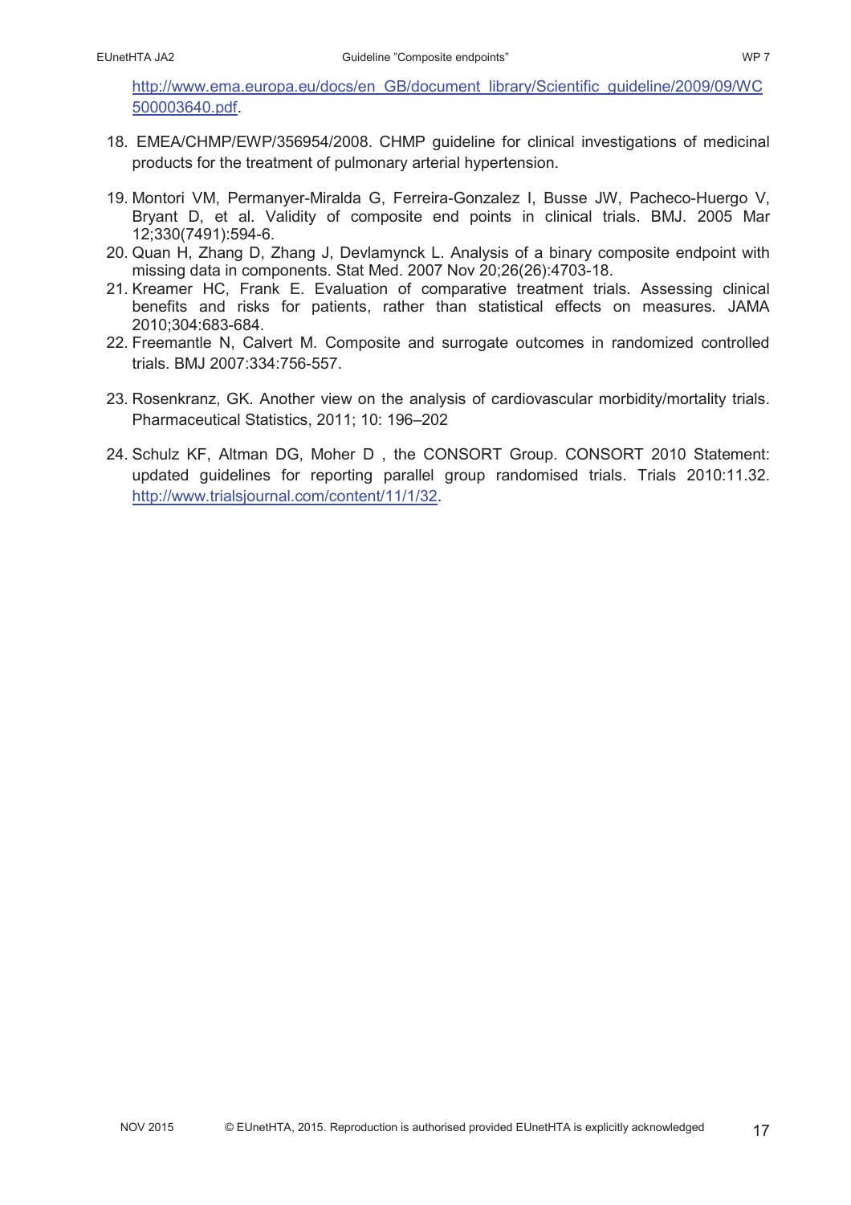http://www.ema.europa.eu/docs/en_GB/document_library/Scientific_guideline/2009/09/WC500003640.pdf.

18. EMEA/CHMP/EWP/356954/2008. CHMP guideline for clinical investigations of medicinal products for the treatment of pulmonary arterial hypertension.

19. Montori VM, Permanyer-Miralda G, Ferreira-Gonzalez I, Busse JW, Pacheco-Huergo V, Bryant D, et al. Validity of composite end points in clinical trials. BMJ. 2005 Mar 12;330(7491):594-6.
20. Quan H, Zhang D, Zhang J, Devlamynck L. Analysis of a binary composite endpoint with missing data in components. Stat Med. 2007 Nov 20;26(26):4703-18.
21. Kreamer HC, Frank E. Evaluation of comparative treatment trials. Assessing clinical benefits and risks for patients, rather than statistical effects on measures. JAMA 2010;304:683-684.
22. Freemantle N, Calvert M. Composite and surrogate outcomes in randomized controlled trials. BMJ 2007:334:756-557.

23. Rosenkranz, GK. Another view on the analysis of cardiovascular morbidity/mortality trials. Pharmaceutical Statistics, 2011; 10: 196–202

24. Schulz KF, Altman DG, Moher D , the CONSORT Group. CONSORT 2010 Statement: updated guidelines for reporting parallel group randomised trials. Trials 2010:11.32. http://www.trialsjournal.com/content/11/1/32.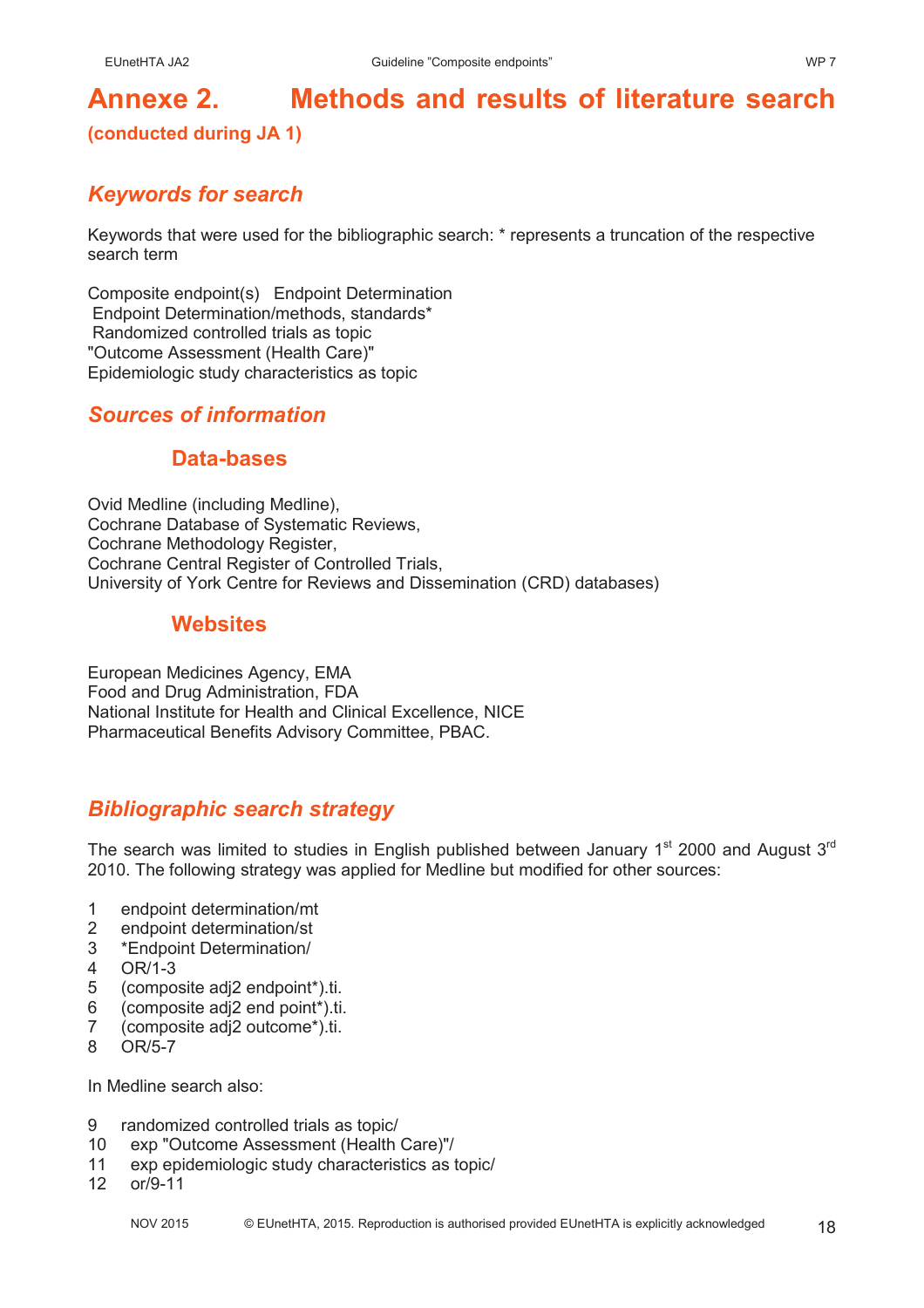# Annexe 2. Methods and results of literature search

**(conducted during JA 1)**

## *Keywords for search*

Keywords that were used for the bibliographic search: * represents a truncation of the respective search term

Composite endpoint(s) Endpoint Determination
Endpoint Determination/methods, standards*
Randomized controlled trials as topic
"Outcome Assessment (Health Care)"
Epidemiologic study characteristics as topic

## *Sources of information*

### Data-bases

Ovid Medline (including Medline),
Cochrane Database of Systematic Reviews,
Cochrane Methodology Register,
Cochrane Central Register of Controlled Trials,
University of York Centre for Reviews and Dissemination (CRD) databases)

### Websites

European Medicines Agency, EMA
Food and Drug Administration, FDA
National Institute for Health and Clinical Excellence, NICE
Pharmaceutical Benefits Advisory Committee, PBAC.

## *Bibliographic search strategy*

The search was limited to studies in English published between January 1st 2000 and August 3rd 2010. The following strategy was applied for Medline but modified for other sources:

1 endpoint determination/mt
2 endpoint determination/st
3 *Endpoint Determination/
4 OR/1-3
5 (composite adj2 endpoint*).ti.
6 (composite adj2 end point*).ti.
7 (composite adj2 outcome*).ti.
8 OR/5-7

In Medline search also:

9 randomized controlled trials as topic/
10 exp "Outcome Assessment (Health Care)"/
11 exp epidemiologic study characteristics as topic/
12 or/9-11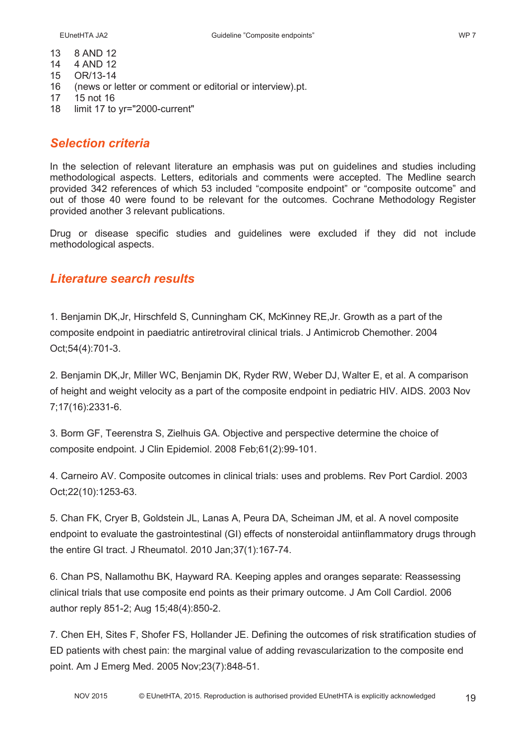13 8 AND 12
14 4 AND 12
15 OR/13-14
16 (news or letter or comment or editorial or interview).pt.
17 15 not 16
18 limit 17 to yr="2000-current"

## *Selection criteria*

In the selection of relevant literature an emphasis was put on guidelines and studies including methodological aspects. Letters, editorials and comments were accepted. The Medline search provided 342 references of which 53 included "composite endpoint" or "composite outcome" and out of those 40 were found to be relevant for the outcomes. Cochrane Methodology Register provided another 3 relevant publications.

Drug or disease specific studies and guidelines were excluded if they did not include methodological aspects.

## *Literature search results*

1. Benjamin DK,Jr, Hirschfeld S, Cunningham CK, McKinney RE,Jr. Growth as a part of the composite endpoint in paediatric antiretroviral clinical trials. J Antimicrob Chemother. 2004 Oct;54(4):701-3.

2. Benjamin DK,Jr, Miller WC, Benjamin DK, Ryder RW, Weber DJ, Walter E, et al. A comparison of height and weight velocity as a part of the composite endpoint in pediatric HIV. AIDS. 2003 Nov 7;17(16):2331-6.

3. Borm GF, Teerenstra S, Zielhuis GA. Objective and perspective determine the choice of composite endpoint. J Clin Epidemiol. 2008 Feb;61(2):99-101.

4. Carneiro AV. Composite outcomes in clinical trials: uses and problems. Rev Port Cardiol. 2003 Oct;22(10):1253-63.

5. Chan FK, Cryer B, Goldstein JL, Lanas A, Peura DA, Scheiman JM, et al. A novel composite endpoint to evaluate the gastrointestinal (GI) effects of nonsteroidal antiinflammatory drugs through the entire GI tract. J Rheumatol. 2010 Jan;37(1):167-74.

6. Chan PS, Nallamothu BK, Hayward RA. Keeping apples and oranges separate: Reassessing clinical trials that use composite end points as their primary outcome. J Am Coll Cardiol. 2006 author reply 851-2; Aug 15;48(4):850-2.

7. Chen EH, Sites F, Shofer FS, Hollander JE. Defining the outcomes of risk stratification studies of ED patients with chest pain: the marginal value of adding revascularization to the composite end point. Am J Emerg Med. 2005 Nov;23(7):848-51.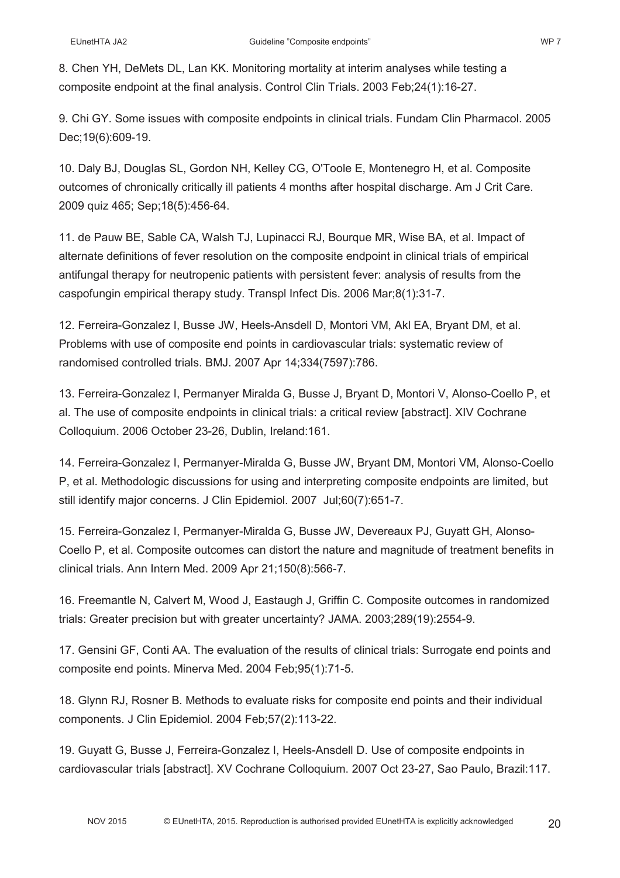8. Chen YH, DeMets DL, Lan KK. Monitoring mortality at interim analyses while testing a composite endpoint at the final analysis. Control Clin Trials. 2003 Feb;24(1):16-27.

9. Chi GY. Some issues with composite endpoints in clinical trials. Fundam Clin Pharmacol. 2005 Dec;19(6):609-19.

10. Daly BJ, Douglas SL, Gordon NH, Kelley CG, O'Toole E, Montenegro H, et al. Composite outcomes of chronically critically ill patients 4 months after hospital discharge. Am J Crit Care. 2009 quiz 465; Sep;18(5):456-64.

11. de Pauw BE, Sable CA, Walsh TJ, Lupinacci RJ, Bourque MR, Wise BA, et al. Impact of alternate definitions of fever resolution on the composite endpoint in clinical trials of empirical antifungal therapy for neutropenic patients with persistent fever: analysis of results from the caspofungin empirical therapy study. Transpl Infect Dis. 2006 Mar;8(1):31-7.

12. Ferreira-Gonzalez I, Busse JW, Heels-Ansdell D, Montori VM, Akl EA, Bryant DM, et al. Problems with use of composite end points in cardiovascular trials: systematic review of randomised controlled trials. BMJ. 2007 Apr 14;334(7597):786.

13. Ferreira-Gonzalez I, Permanyer Miralda G, Busse J, Bryant D, Montori V, Alonso-Coello P, et al. The use of composite endpoints in clinical trials: a critical review [abstract]. XIV Cochrane Colloquium. 2006 October 23-26, Dublin, Ireland:161.

14. Ferreira-Gonzalez I, Permanyer-Miralda G, Busse JW, Bryant DM, Montori VM, Alonso-Coello P, et al. Methodologic discussions for using and interpreting composite endpoints are limited, but still identify major concerns. J Clin Epidemiol. 2007 Jul;60(7):651-7.

15. Ferreira-Gonzalez I, Permanyer-Miralda G, Busse JW, Devereaux PJ, Guyatt GH, Alonso-Coello P, et al. Composite outcomes can distort the nature and magnitude of treatment benefits in clinical trials. Ann Intern Med. 2009 Apr 21;150(8):566-7.

16. Freemantle N, Calvert M, Wood J, Eastaugh J, Griffin C. Composite outcomes in randomized trials: Greater precision but with greater uncertainty? JAMA. 2003;289(19):2554-9.

17. Gensini GF, Conti AA. The evaluation of the results of clinical trials: Surrogate end points and composite end points. Minerva Med. 2004 Feb;95(1):71-5.

18. Glynn RJ, Rosner B. Methods to evaluate risks for composite end points and their individual components. J Clin Epidemiol. 2004 Feb;57(2):113-22.

19. Guyatt G, Busse J, Ferreira-Gonzalez I, Heels-Ansdell D. Use of composite endpoints in cardiovascular trials [abstract]. XV Cochrane Colloquium. 2007 Oct 23-27, Sao Paulo, Brazil:117.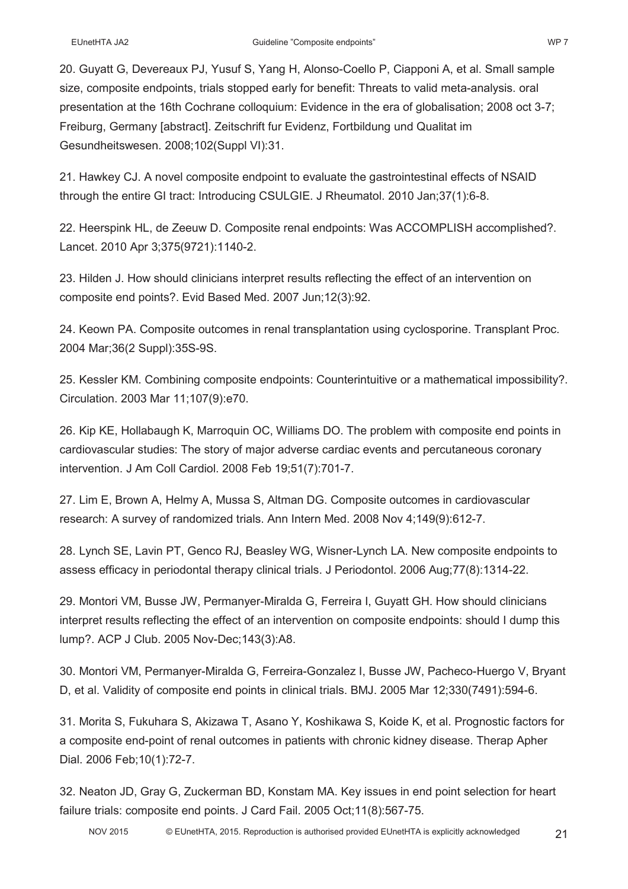20. Guyatt G, Devereaux PJ, Yusuf S, Yang H, Alonso-Coello P, Ciapponi A, et al. Small sample size, composite endpoints, trials stopped early for benefit: Threats to valid meta-analysis. oral presentation at the 16th Cochrane colloquium: Evidence in the era of globalisation; 2008 oct 3-7; Freiburg, Germany [abstract]. Zeitschrift fur Evidenz, Fortbildung und Qualitat im Gesundheitswesen. 2008;102(Suppl VI):31.

21. Hawkey CJ. A novel composite endpoint to evaluate the gastrointestinal effects of NSAID through the entire GI tract: Introducing CSULGIE. J Rheumatol. 2010 Jan;37(1):6-8.

22. Heerspink HL, de Zeeuw D. Composite renal endpoints: Was ACCOMPLISH accomplished?. Lancet. 2010 Apr 3;375(9721):1140-2.

23. Hilden J. How should clinicians interpret results reflecting the effect of an intervention on composite end points?. Evid Based Med. 2007 Jun;12(3):92.

24. Keown PA. Composite outcomes in renal transplantation using cyclosporine. Transplant Proc. 2004 Mar;36(2 Suppl):35S-9S.

25. Kessler KM. Combining composite endpoints: Counterintuitive or a mathematical impossibility?. Circulation. 2003 Mar 11;107(9):e70.

26. Kip KE, Hollabaugh K, Marroquin OC, Williams DO. The problem with composite end points in cardiovascular studies: The story of major adverse cardiac events and percutaneous coronary intervention. J Am Coll Cardiol. 2008 Feb 19;51(7):701-7.

27. Lim E, Brown A, Helmy A, Mussa S, Altman DG. Composite outcomes in cardiovascular research: A survey of randomized trials. Ann Intern Med. 2008 Nov 4;149(9):612-7.

28. Lynch SE, Lavin PT, Genco RJ, Beasley WG, Wisner-Lynch LA. New composite endpoints to assess efficacy in periodontal therapy clinical trials. J Periodontol. 2006 Aug;77(8):1314-22.

29. Montori VM, Busse JW, Permanyer-Miralda G, Ferreira I, Guyatt GH. How should clinicians interpret results reflecting the effect of an intervention on composite endpoints: should I dump this lump?. ACP J Club. 2005 Nov-Dec;143(3):A8.

30. Montori VM, Permanyer-Miralda G, Ferreira-Gonzalez I, Busse JW, Pacheco-Huergo V, Bryant D, et al. Validity of composite end points in clinical trials. BMJ. 2005 Mar 12;330(7491):594-6.

31. Morita S, Fukuhara S, Akizawa T, Asano Y, Koshikawa S, Koide K, et al. Prognostic factors for a composite end-point of renal outcomes in patients with chronic kidney disease. Therap Apher Dial. 2006 Feb;10(1):72-7.

32. Neaton JD, Gray G, Zuckerman BD, Konstam MA. Key issues in end point selection for heart failure trials: composite end points. J Card Fail. 2005 Oct;11(8):567-75.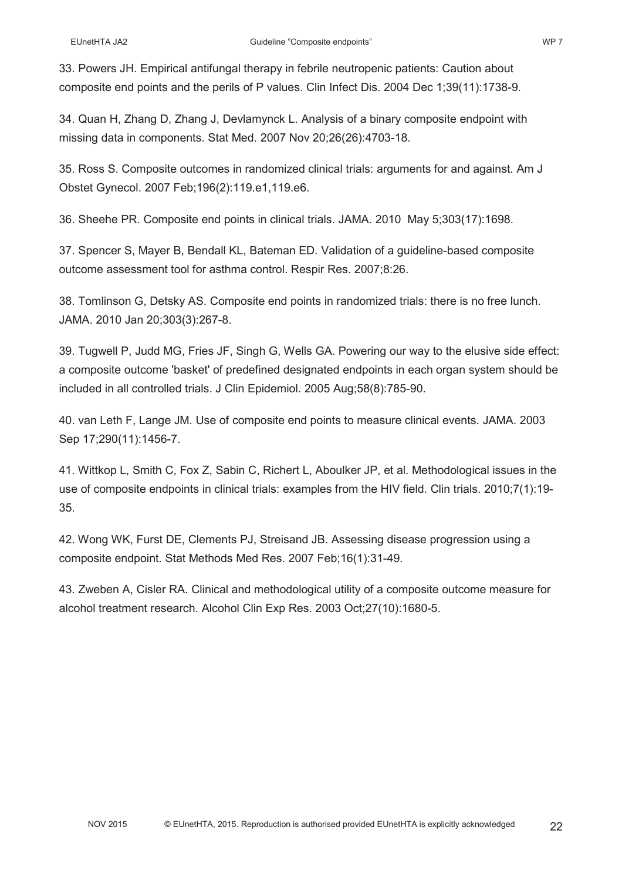33. Powers JH. Empirical antifungal therapy in febrile neutropenic patients: Caution about composite end points and the perils of P values. Clin Infect Dis. 2004 Dec 1;39(11):1738-9.

34. Quan H, Zhang D, Zhang J, Devlamynck L. Analysis of a binary composite endpoint with missing data in components. Stat Med. 2007 Nov 20;26(26):4703-18.

35. Ross S. Composite outcomes in randomized clinical trials: arguments for and against. Am J Obstet Gynecol. 2007 Feb;196(2):119.e1,119.e6.

36. Sheehe PR. Composite end points in clinical trials. JAMA. 2010 May 5;303(17):1698.

37. Spencer S, Mayer B, Bendall KL, Bateman ED. Validation of a guideline-based composite outcome assessment tool for asthma control. Respir Res. 2007;8:26.

38. Tomlinson G, Detsky AS. Composite end points in randomized trials: there is no free lunch. JAMA. 2010 Jan 20;303(3):267-8.

39. Tugwell P, Judd MG, Fries JF, Singh G, Wells GA. Powering our way to the elusive side effect: a composite outcome 'basket' of predefined designated endpoints in each organ system should be included in all controlled trials. J Clin Epidemiol. 2005 Aug;58(8):785-90.

40. van Leth F, Lange JM. Use of composite end points to measure clinical events. JAMA. 2003 Sep 17;290(11):1456-7.

41. Wittkop L, Smith C, Fox Z, Sabin C, Richert L, Aboulker JP, et al. Methodological issues in the use of composite endpoints in clinical trials: examples from the HIV field. Clin trials. 2010;7(1):19-35.

42. Wong WK, Furst DE, Clements PJ, Streisand JB. Assessing disease progression using a composite endpoint. Stat Methods Med Res. 2007 Feb;16(1):31-49.

43. Zweben A, Cisler RA. Clinical and methodological utility of a composite outcome measure for alcohol treatment research. Alcohol Clin Exp Res. 2003 Oct;27(10):1680-5.